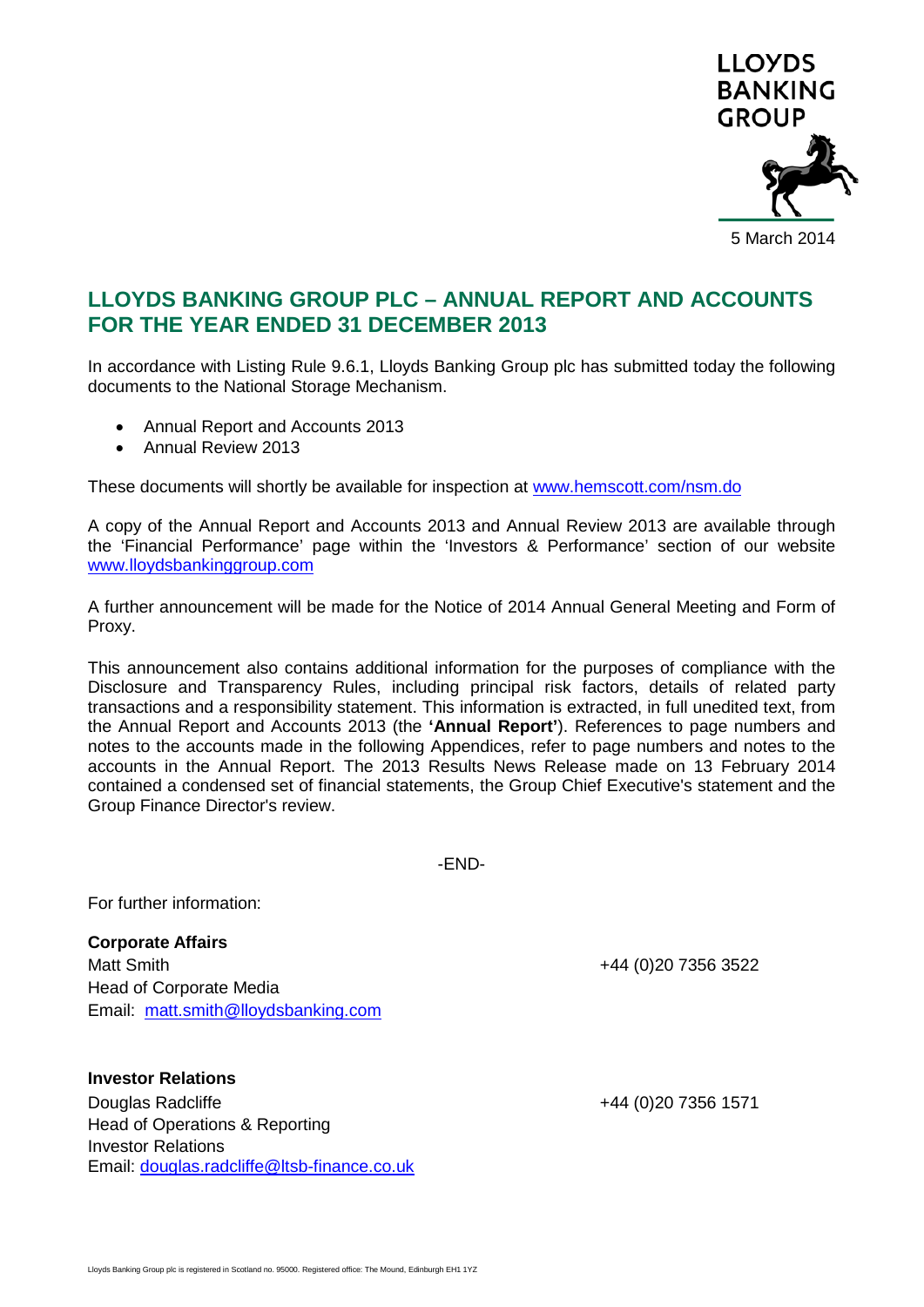LLOYDS BANKING GROUP

5 March 2014

# LLOYDS BANKING GROUP PLC – ANNUAL REPORT AND ACCOUNTS FOR THE YEAR ENDED 31 DECEMBER 2013

In accordance with Listing Rule 9.6.1, Lloyds Banking Group plc has submitted today the following documents to the National Storage Mechanism.

- Annual Report and Accounts 2013
- Annual Review 2013

These documents will shortly be available for inspection at www.hemscott.com/nsm.do

A copy of the Annual Report and Accounts 2013 and Annual Review 2013 are available through the 'Financial Performance' page within the 'Investors & Performance' section of our website www.lloydsbankinggroup.com

A further announcement will be made for the Notice of 2014 Annual General Meeting and Form of Proxy.

This announcement also contains additional information for the purposes of compliance with the Disclosure and Transparency Rules, including principal risk factors, details of related party transactions and a responsibility statement. This information is extracted, in full unedited text, from the Annual Report and Accounts 2013 (the **'Annual Report'**). References to page numbers and notes to the accounts made in the following Appendices, refer to page numbers and notes to the accounts in the Annual Report. The 2013 Results News Release made on 13 February 2014 contained a condensed set of financial statements, the Group Chief Executive's statement and the Group Finance Director's review.

-END-

For further information:

**Corporate Affairs**
Matt Smith — +44 (0)20 7356 3522
Head of Corporate Media
Email: matt.smith@lloydsbanking.com

**Investor Relations**
Douglas Radcliffe — +44 (0)20 7356 1571
Head of Operations & Reporting
Investor Relations
Email: douglas.radcliffe@ltsb-finance.co.uk

Lloyds Banking Group plc is registered in Scotland no. 95000. Registered office: The Mound, Edinburgh EH1 1YZ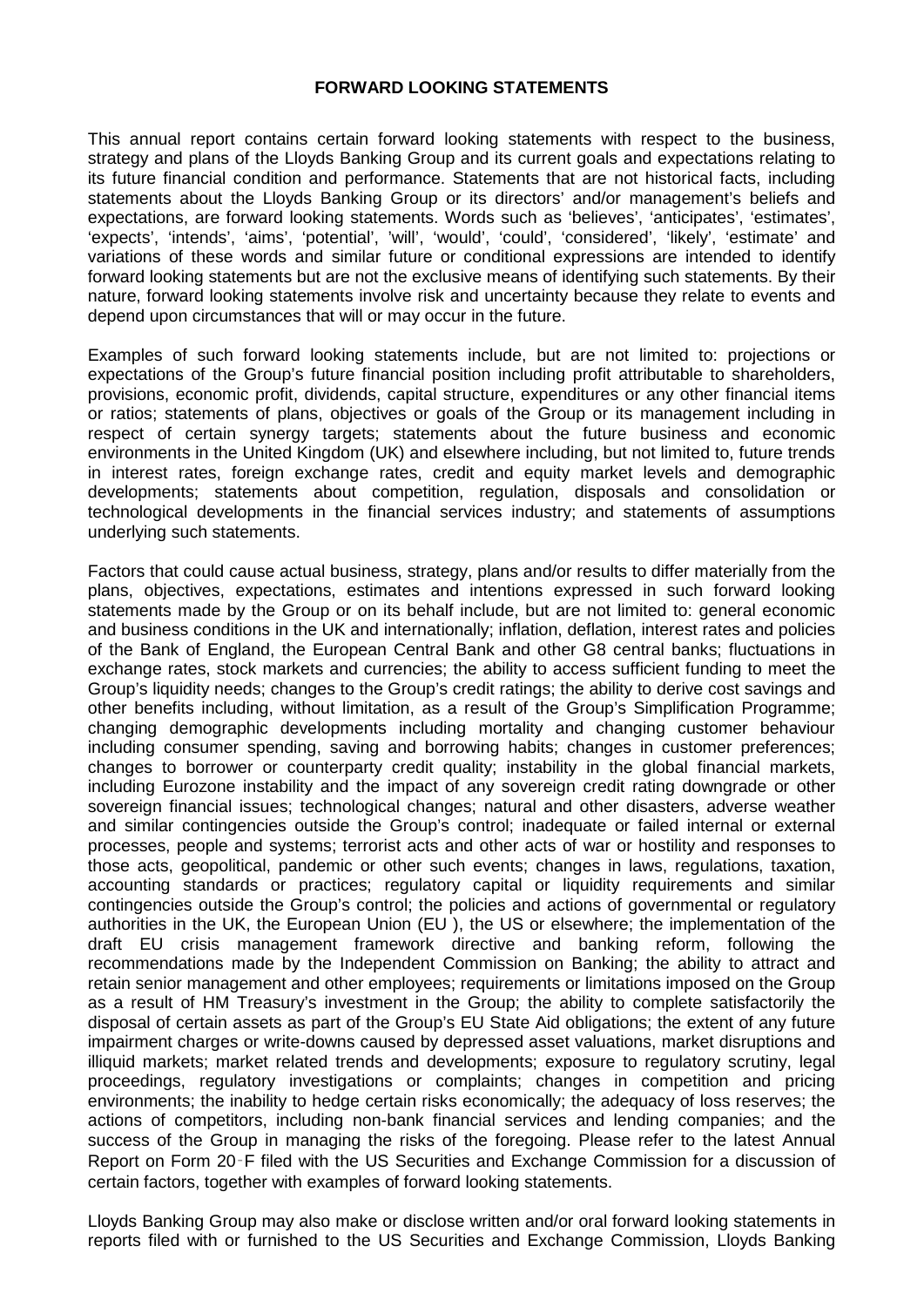**FORWARD LOOKING STATEMENTS**

This annual report contains certain forward looking statements with respect to the business, strategy and plans of the Lloyds Banking Group and its current goals and expectations relating to its future financial condition and performance. Statements that are not historical facts, including statements about the Lloyds Banking Group or its directors' and/or management's beliefs and expectations, are forward looking statements. Words such as 'believes', 'anticipates', 'estimates', 'expects', 'intends', 'aims', 'potential', 'will', 'would', 'could', 'considered', 'likely', 'estimate' and variations of these words and similar future or conditional expressions are intended to identify forward looking statements but are not the exclusive means of identifying such statements. By their nature, forward looking statements involve risk and uncertainty because they relate to events and depend upon circumstances that will or may occur in the future.

Examples of such forward looking statements include, but are not limited to: projections or expectations of the Group's future financial position including profit attributable to shareholders, provisions, economic profit, dividends, capital structure, expenditures or any other financial items or ratios; statements of plans, objectives or goals of the Group or its management including in respect of certain synergy targets; statements about the future business and economic environments in the United Kingdom (UK) and elsewhere including, but not limited to, future trends in interest rates, foreign exchange rates, credit and equity market levels and demographic developments; statements about competition, regulation, disposals and consolidation or technological developments in the financial services industry; and statements of assumptions underlying such statements.

Factors that could cause actual business, strategy, plans and/or results to differ materially from the plans, objectives, expectations, estimates and intentions expressed in such forward looking statements made by the Group or on its behalf include, but are not limited to: general economic and business conditions in the UK and internationally; inflation, deflation, interest rates and policies of the Bank of England, the European Central Bank and other G8 central banks; fluctuations in exchange rates, stock markets and currencies; the ability to access sufficient funding to meet the Group's liquidity needs; changes to the Group's credit ratings; the ability to derive cost savings and other benefits including, without limitation, as a result of the Group's Simplification Programme; changing demographic developments including mortality and changing customer behaviour including consumer spending, saving and borrowing habits; changes in customer preferences; changes to borrower or counterparty credit quality; instability in the global financial markets, including Eurozone instability and the impact of any sovereign credit rating downgrade or other sovereign financial issues; technological changes; natural and other disasters, adverse weather and similar contingencies outside the Group's control; inadequate or failed internal or external processes, people and systems; terrorist acts and other acts of war or hostility and responses to those acts, geopolitical, pandemic or other such events; changes in laws, regulations, taxation, accounting standards or practices; regulatory capital or liquidity requirements and similar contingencies outside the Group's control; the policies and actions of governmental or regulatory authorities in the UK, the European Union (EU ), the US or elsewhere; the implementation of the draft EU crisis management framework directive and banking reform, following the recommendations made by the Independent Commission on Banking; the ability to attract and retain senior management and other employees; requirements or limitations imposed on the Group as a result of HM Treasury's investment in the Group; the ability to complete satisfactorily the disposal of certain assets as part of the Group's EU State Aid obligations; the extent of any future impairment charges or write-downs caused by depressed asset valuations, market disruptions and illiquid markets; market related trends and developments; exposure to regulatory scrutiny, legal proceedings, regulatory investigations or complaints; changes in competition and pricing environments; the inability to hedge certain risks economically; the adequacy of loss reserves; the actions of competitors, including non-bank financial services and lending companies; and the success of the Group in managing the risks of the foregoing. Please refer to the latest Annual Report on Form 20-F filed with the US Securities and Exchange Commission for a discussion of certain factors, together with examples of forward looking statements.

Lloyds Banking Group may also make or disclose written and/or oral forward looking statements in reports filed with or furnished to the US Securities and Exchange Commission, Lloyds Banking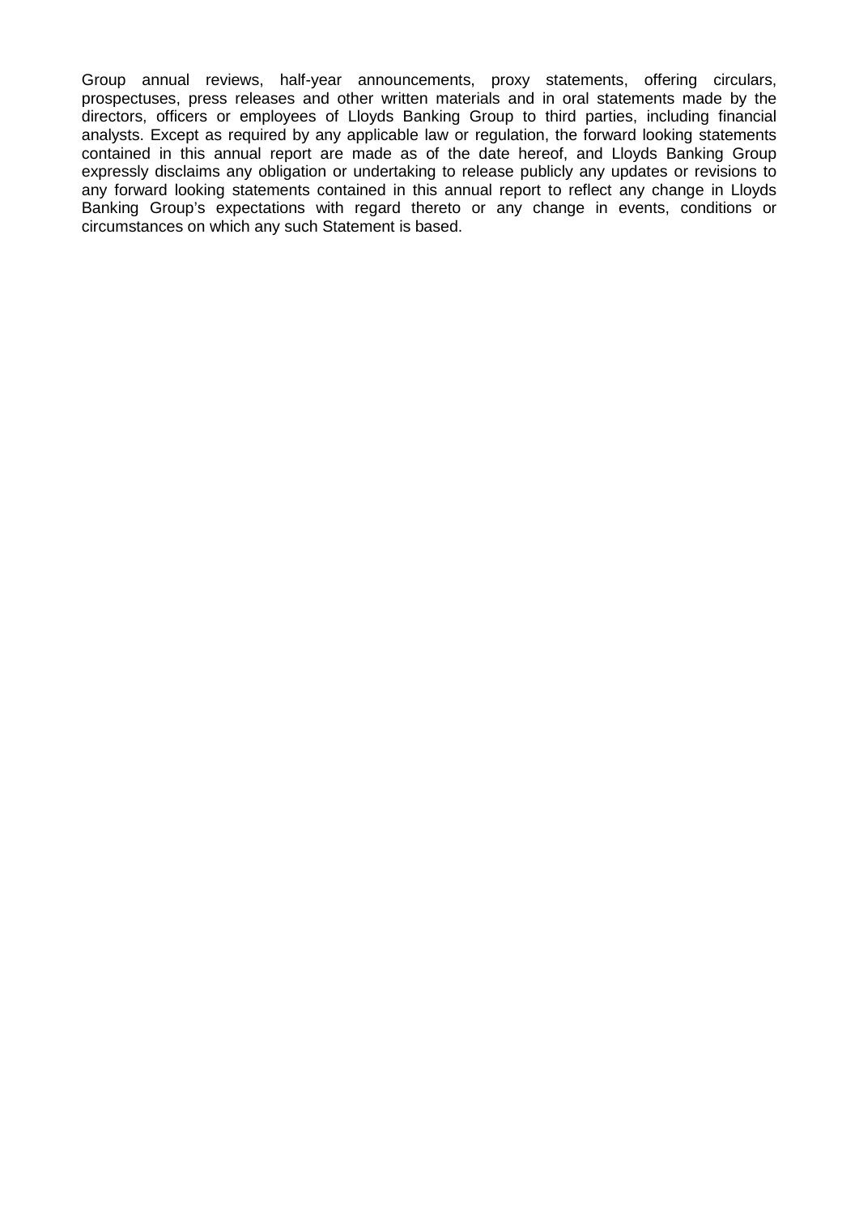Group annual reviews, half-year announcements, proxy statements, offering circulars, prospectuses, press releases and other written materials and in oral statements made by the directors, officers or employees of Lloyds Banking Group to third parties, including financial analysts. Except as required by any applicable law or regulation, the forward looking statements contained in this annual report are made as of the date hereof, and Lloyds Banking Group expressly disclaims any obligation or undertaking to release publicly any updates or revisions to any forward looking statements contained in this annual report to reflect any change in Lloyds Banking Group's expectations with regard thereto or any change in events, conditions or circumstances on which any such Statement is based.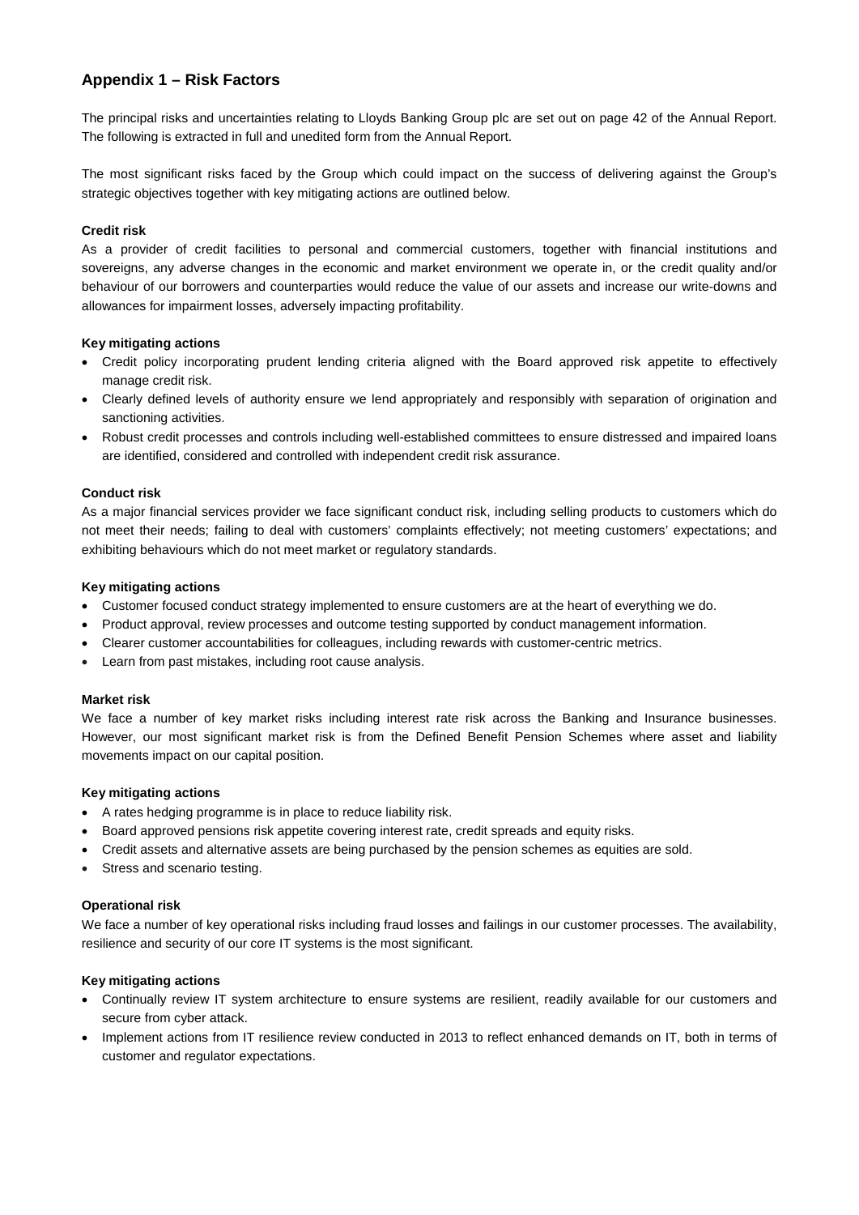## Appendix 1 – Risk Factors

The principal risks and uncertainties relating to Lloyds Banking Group plc are set out on page 42 of the Annual Report. The following is extracted in full and unedited form from the Annual Report.

The most significant risks faced by the Group which could impact on the success of delivering against the Group's strategic objectives together with key mitigating actions are outlined below.

**Credit risk**

As a provider of credit facilities to personal and commercial customers, together with financial institutions and sovereigns, any adverse changes in the economic and market environment we operate in, or the credit quality and/or behaviour of our borrowers and counterparties would reduce the value of our assets and increase our write-downs and allowances for impairment losses, adversely impacting profitability.

**Key mitigating actions**

- Credit policy incorporating prudent lending criteria aligned with the Board approved risk appetite to effectively manage credit risk.
- Clearly defined levels of authority ensure we lend appropriately and responsibly with separation of origination and sanctioning activities.
- Robust credit processes and controls including well-established committees to ensure distressed and impaired loans are identified, considered and controlled with independent credit risk assurance.

**Conduct risk**

As a major financial services provider we face significant conduct risk, including selling products to customers which do not meet their needs; failing to deal with customers' complaints effectively; not meeting customers' expectations; and exhibiting behaviours which do not meet market or regulatory standards.

**Key mitigating actions**

- Customer focused conduct strategy implemented to ensure customers are at the heart of everything we do.
- Product approval, review processes and outcome testing supported by conduct management information.
- Clearer customer accountabilities for colleagues, including rewards with customer-centric metrics.
- Learn from past mistakes, including root cause analysis.

**Market risk**

We face a number of key market risks including interest rate risk across the Banking and Insurance businesses. However, our most significant market risk is from the Defined Benefit Pension Schemes where asset and liability movements impact on our capital position.

**Key mitigating actions**

- A rates hedging programme is in place to reduce liability risk.
- Board approved pensions risk appetite covering interest rate, credit spreads and equity risks.
- Credit assets and alternative assets are being purchased by the pension schemes as equities are sold.
- Stress and scenario testing.

**Operational risk**

We face a number of key operational risks including fraud losses and failings in our customer processes. The availability, resilience and security of our core IT systems is the most significant.

**Key mitigating actions**

- Continually review IT system architecture to ensure systems are resilient, readily available for our customers and secure from cyber attack.
- Implement actions from IT resilience review conducted in 2013 to reflect enhanced demands on IT, both in terms of customer and regulator expectations.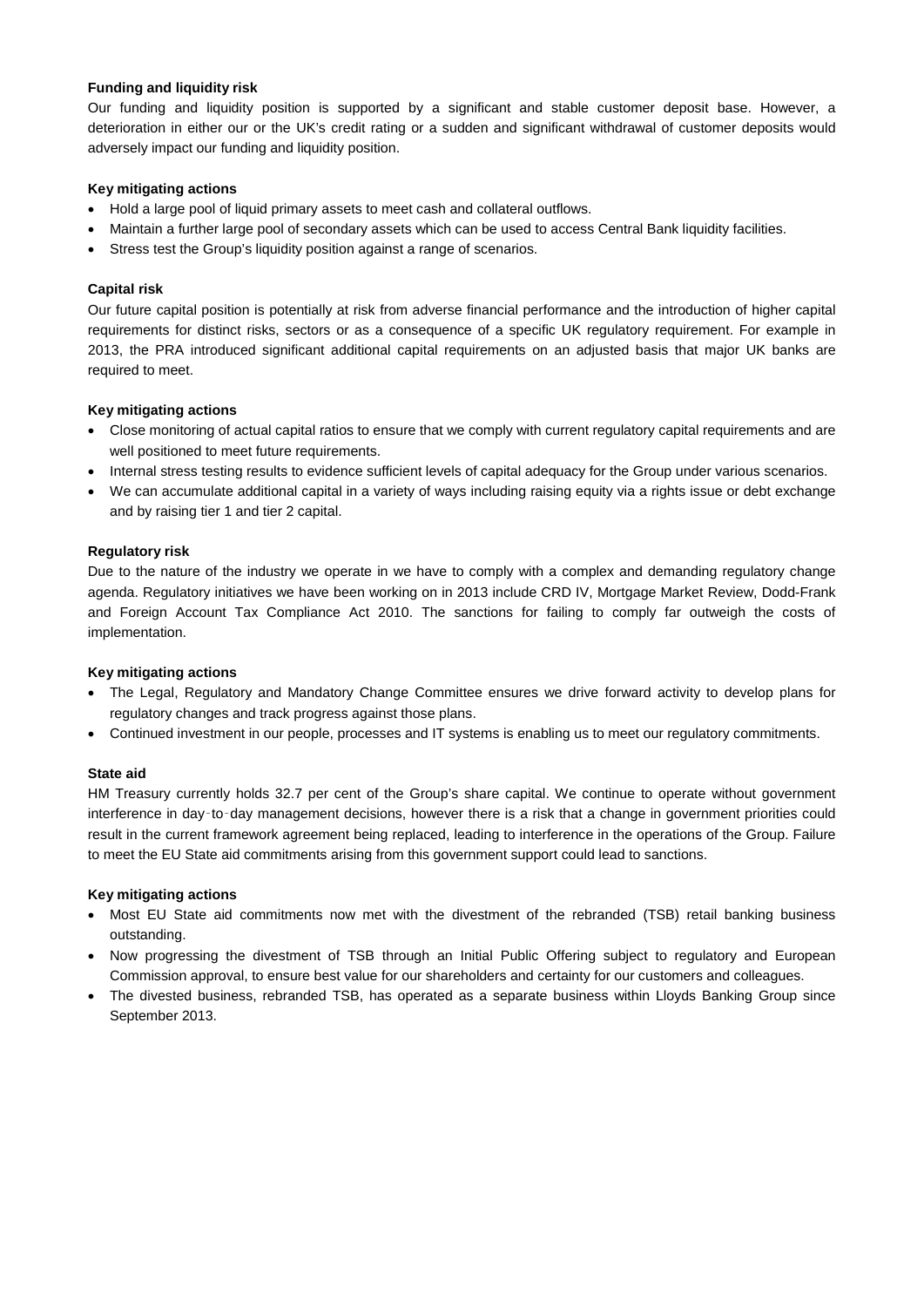**Funding and liquidity risk**

Our funding and liquidity position is supported by a significant and stable customer deposit base. However, a deterioration in either our or the UK's credit rating or a sudden and significant withdrawal of customer deposits would adversely impact our funding and liquidity position.

**Key mitigating actions**

- Hold a large pool of liquid primary assets to meet cash and collateral outflows.
- Maintain a further large pool of secondary assets which can be used to access Central Bank liquidity facilities.
- Stress test the Group's liquidity position against a range of scenarios.

**Capital risk**

Our future capital position is potentially at risk from adverse financial performance and the introduction of higher capital requirements for distinct risks, sectors or as a consequence of a specific UK regulatory requirement. For example in 2013, the PRA introduced significant additional capital requirements on an adjusted basis that major UK banks are required to meet.

**Key mitigating actions**

- Close monitoring of actual capital ratios to ensure that we comply with current regulatory capital requirements and are well positioned to meet future requirements.
- Internal stress testing results to evidence sufficient levels of capital adequacy for the Group under various scenarios.
- We can accumulate additional capital in a variety of ways including raising equity via a rights issue or debt exchange and by raising tier 1 and tier 2 capital.

**Regulatory risk**

Due to the nature of the industry we operate in we have to comply with a complex and demanding regulatory change agenda. Regulatory initiatives we have been working on in 2013 include CRD IV, Mortgage Market Review, Dodd-Frank and Foreign Account Tax Compliance Act 2010. The sanctions for failing to comply far outweigh the costs of implementation.

**Key mitigating actions**

- The Legal, Regulatory and Mandatory Change Committee ensures we drive forward activity to develop plans for regulatory changes and track progress against those plans.
- Continued investment in our people, processes and IT systems is enabling us to meet our regulatory commitments.

**State aid**

HM Treasury currently holds 32.7 per cent of the Group's share capital. We continue to operate without government interference in day-to-day management decisions, however there is a risk that a change in government priorities could result in the current framework agreement being replaced, leading to interference in the operations of the Group. Failure to meet the EU State aid commitments arising from this government support could lead to sanctions.

**Key mitigating actions**

- Most EU State aid commitments now met with the divestment of the rebranded (TSB) retail banking business outstanding.
- Now progressing the divestment of TSB through an Initial Public Offering subject to regulatory and European Commission approval, to ensure best value for our shareholders and certainty for our customers and colleagues.
- The divested business, rebranded TSB, has operated as a separate business within Lloyds Banking Group since September 2013.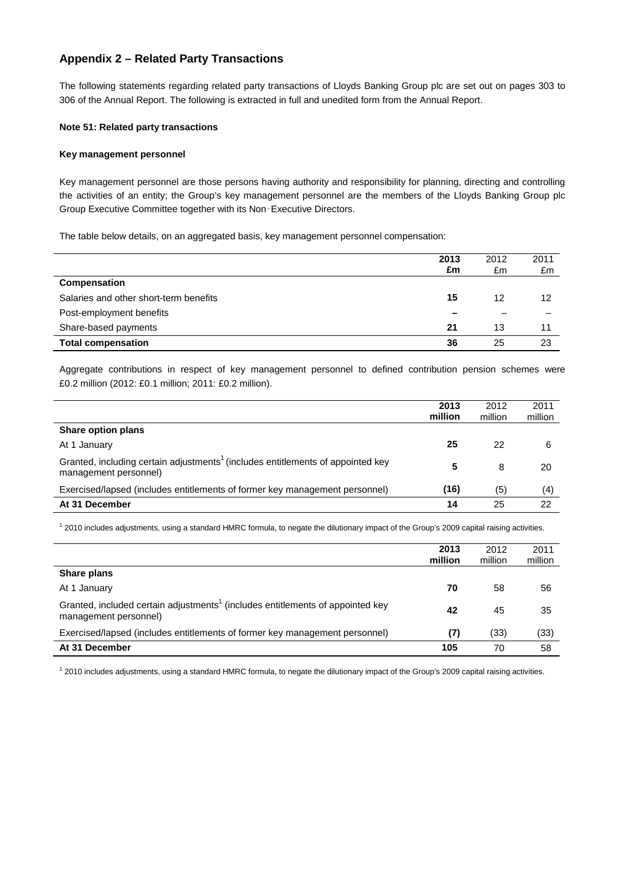## Appendix 2 – Related Party Transactions

The following statements regarding related party transactions of Lloyds Banking Group plc are set out on pages 303 to 306 of the Annual Report. The following is extracted in full and unedited form from the Annual Report.

**Note 51: Related party transactions**

**Key management personnel**

Key management personnel are those persons having authority and responsibility for planning, directing and controlling the activities of an entity; the Group's key management personnel are the members of the Lloyds Banking Group plc Group Executive Committee together with its Non-Executive Directors.

The table below details, on an aggregated basis, key management personnel compensation:

| | **2013 £m** | 2012 £m | 2011 £m |
|---|---|---|---|
| **Compensation** | | | |
| Salaries and other short-term benefits | **15** | 12 | 12 |
| Post-employment benefits | **–** | – | – |
| Share-based payments | **21** | 13 | 11 |
| **Total compensation** | **36** | 25 | 23 |

Aggregate contributions in respect of key management personnel to defined contribution pension schemes were £0.2 million (2012: £0.1 million; 2011: £0.2 million).

| | **2013 million** | 2012 million | 2011 million |
|---|---|---|---|
| **Share option plans** | | | |
| At 1 January | **25** | 22 | 6 |
| Granted, including certain adjustments[1] (includes entitlements of appointed key management personnel) | **5** | 8 | 20 |
| Exercised/lapsed (includes entitlements of former key management personnel) | **(16)** | (5) | (4) |
| **At 31 December** | **14** | 25 | 22 |

[1] 2010 includes adjustments, using a standard HMRC formula, to negate the dilutionary impact of the Group's 2009 capital raising activities.

| | **2013 million** | 2012 million | 2011 million |
|---|---|---|---|
| **Share plans** | | | |
| At 1 January | **70** | 58 | 56 |
| Granted, included certain adjustments[1] (includes entitlements of appointed key management personnel) | **42** | 45 | 35 |
| Exercised/lapsed (includes entitlements of former key management personnel) | **(7)** | (33) | (33) |
| **At 31 December** | **105** | 70 | 58 |

[1] 2010 includes adjustments, using a standard HMRC formula, to negate the dilutionary impact of the Group's 2009 capital raising activities.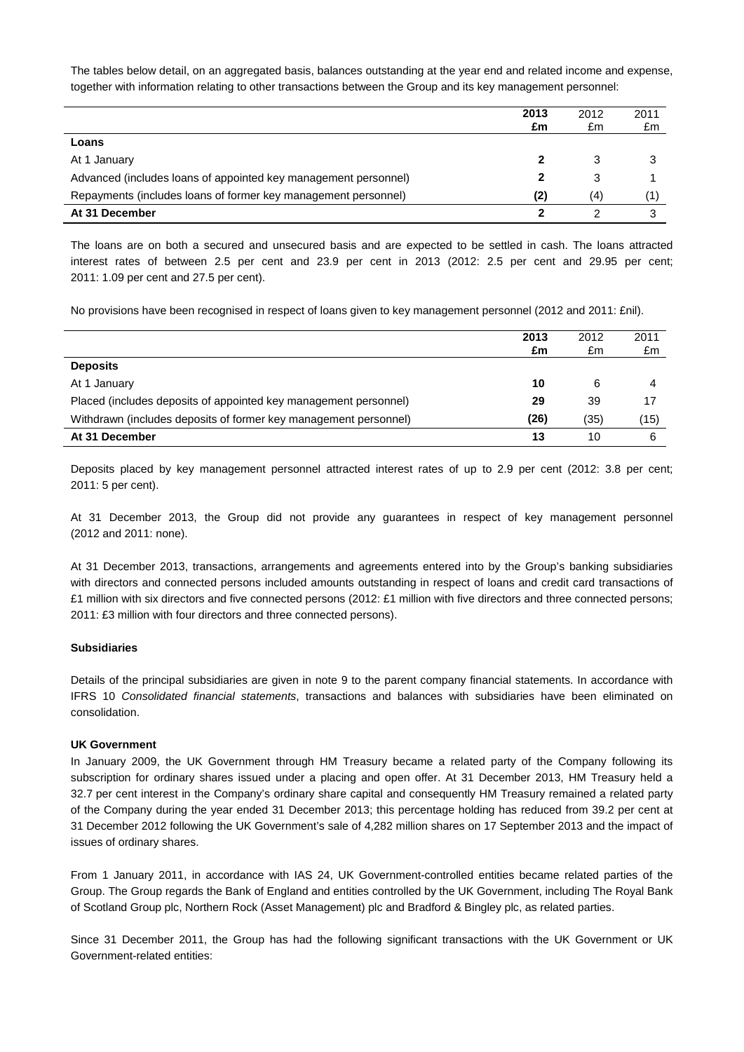The tables below detail, on an aggregated basis, balances outstanding at the year end and related income and expense, together with information relating to other transactions between the Group and its key management personnel:

| | **2013 £m** | 2012 £m | 2011 £m |
|---|---|---|---|
| **Loans** | | | |
| At 1 January | **2** | 3 | 3 |
| Advanced (includes loans of appointed key management personnel) | **2** | 3 | 1 |
| Repayments (includes loans of former key management personnel) | **(2)** | (4) | (1) |
| **At 31 December** | **2** | 2 | 3 |

The loans are on both a secured and unsecured basis and are expected to be settled in cash. The loans attracted interest rates of between 2.5 per cent and 23.9 per cent in 2013 (2012: 2.5 per cent and 29.95 per cent; 2011: 1.09 per cent and 27.5 per cent).

No provisions have been recognised in respect of loans given to key management personnel (2012 and 2011: £nil).

| | **2013 £m** | 2012 £m | 2011 £m |
|---|---|---|---|
| **Deposits** | | | |
| At 1 January | **10** | 6 | 4 |
| Placed (includes deposits of appointed key management personnel) | **29** | 39 | 17 |
| Withdrawn (includes deposits of former key management personnel) | **(26)** | (35) | (15) |
| **At 31 December** | **13** | 10 | 6 |

Deposits placed by key management personnel attracted interest rates of up to 2.9 per cent (2012: 3.8 per cent; 2011: 5 per cent).

At 31 December 2013, the Group did not provide any guarantees in respect of key management personnel (2012 and 2011: none).

At 31 December 2013, transactions, arrangements and agreements entered into by the Group's banking subsidiaries with directors and connected persons included amounts outstanding in respect of loans and credit card transactions of £1 million with six directors and five connected persons (2012: £1 million with five directors and three connected persons; 2011: £3 million with four directors and three connected persons).

**Subsidiaries**

Details of the principal subsidiaries are given in note 9 to the parent company financial statements. In accordance with IFRS 10 *Consolidated financial statements*, transactions and balances with subsidiaries have been eliminated on consolidation.

**UK Government**

In January 2009, the UK Government through HM Treasury became a related party of the Company following its subscription for ordinary shares issued under a placing and open offer. At 31 December 2013, HM Treasury held a 32.7 per cent interest in the Company's ordinary share capital and consequently HM Treasury remained a related party of the Company during the year ended 31 December 2013; this percentage holding has reduced from 39.2 per cent at 31 December 2012 following the UK Government's sale of 4,282 million shares on 17 September 2013 and the impact of issues of ordinary shares.

From 1 January 2011, in accordance with IAS 24, UK Government-controlled entities became related parties of the Group. The Group regards the Bank of England and entities controlled by the UK Government, including The Royal Bank of Scotland Group plc, Northern Rock (Asset Management) plc and Bradford & Bingley plc, as related parties.

Since 31 December 2011, the Group has had the following significant transactions with the UK Government or UK Government-related entities: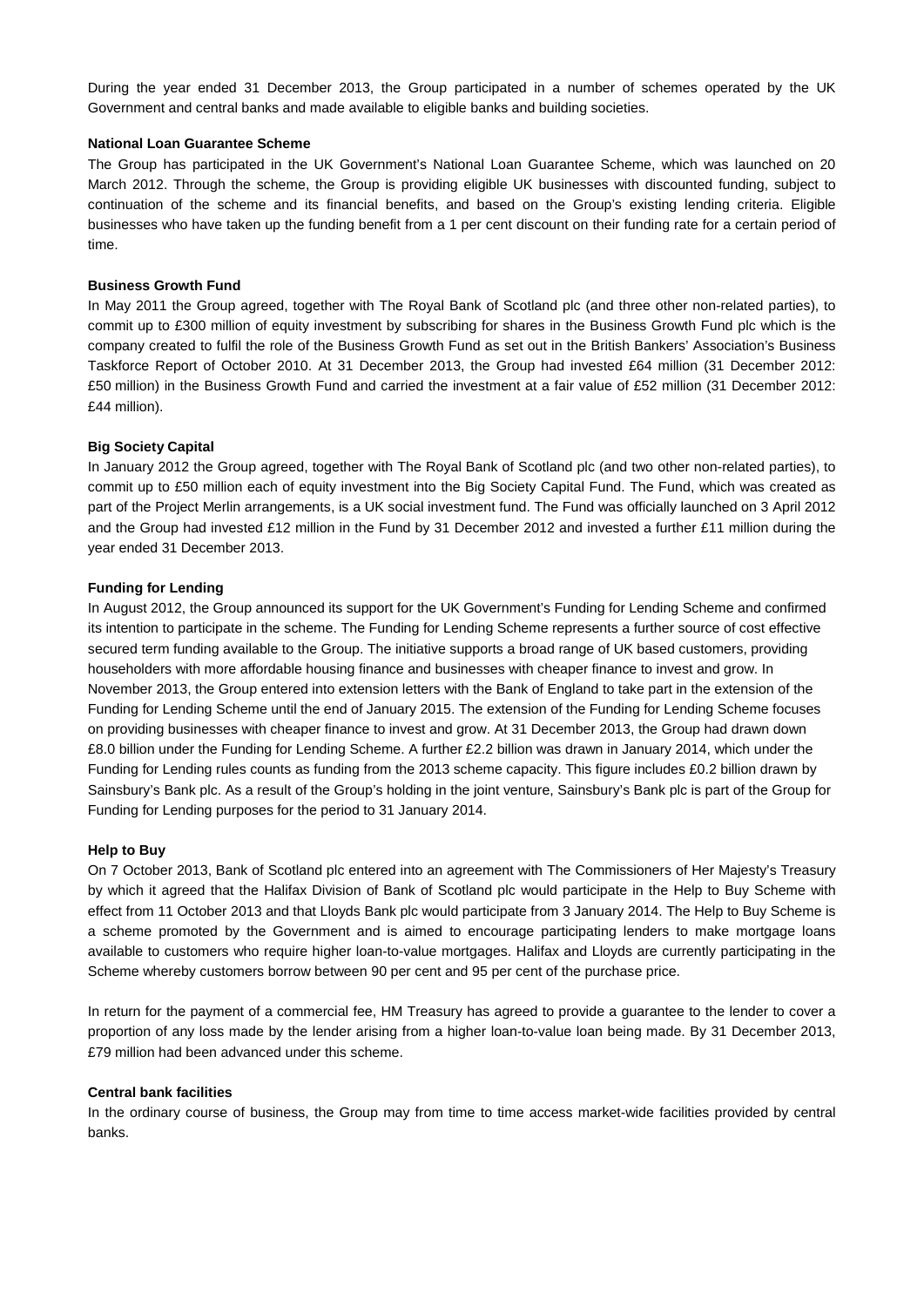During the year ended 31 December 2013, the Group participated in a number of schemes operated by the UK Government and central banks and made available to eligible banks and building societies.

**National Loan Guarantee Scheme**

The Group has participated in the UK Government's National Loan Guarantee Scheme, which was launched on 20 March 2012. Through the scheme, the Group is providing eligible UK businesses with discounted funding, subject to continuation of the scheme and its financial benefits, and based on the Group's existing lending criteria. Eligible businesses who have taken up the funding benefit from a 1 per cent discount on their funding rate for a certain period of time.

**Business Growth Fund**

In May 2011 the Group agreed, together with The Royal Bank of Scotland plc (and three other non-related parties), to commit up to £300 million of equity investment by subscribing for shares in the Business Growth Fund plc which is the company created to fulfil the role of the Business Growth Fund as set out in the British Bankers' Association's Business Taskforce Report of October 2010. At 31 December 2013, the Group had invested £64 million (31 December 2012: £50 million) in the Business Growth Fund and carried the investment at a fair value of £52 million (31 December 2012: £44 million).

**Big Society Capital**

In January 2012 the Group agreed, together with The Royal Bank of Scotland plc (and two other non-related parties), to commit up to £50 million each of equity investment into the Big Society Capital Fund. The Fund, which was created as part of the Project Merlin arrangements, is a UK social investment fund. The Fund was officially launched on 3 April 2012 and the Group had invested £12 million in the Fund by 31 December 2012 and invested a further £11 million during the year ended 31 December 2013.

**Funding for Lending**

In August 2012, the Group announced its support for the UK Government's Funding for Lending Scheme and confirmed its intention to participate in the scheme. The Funding for Lending Scheme represents a further source of cost effective secured term funding available to the Group. The initiative supports a broad range of UK based customers, providing householders with more affordable housing finance and businesses with cheaper finance to invest and grow. In November 2013, the Group entered into extension letters with the Bank of England to take part in the extension of the Funding for Lending Scheme until the end of January 2015. The extension of the Funding for Lending Scheme focuses on providing businesses with cheaper finance to invest and grow. At 31 December 2013, the Group had drawn down £8.0 billion under the Funding for Lending Scheme. A further £2.2 billion was drawn in January 2014, which under the Funding for Lending rules counts as funding from the 2013 scheme capacity. This figure includes £0.2 billion drawn by Sainsbury's Bank plc. As a result of the Group's holding in the joint venture, Sainsbury's Bank plc is part of the Group for Funding for Lending purposes for the period to 31 January 2014.

**Help to Buy**

On 7 October 2013, Bank of Scotland plc entered into an agreement with The Commissioners of Her Majesty's Treasury by which it agreed that the Halifax Division of Bank of Scotland plc would participate in the Help to Buy Scheme with effect from 11 October 2013 and that Lloyds Bank plc would participate from 3 January 2014. The Help to Buy Scheme is a scheme promoted by the Government and is aimed to encourage participating lenders to make mortgage loans available to customers who require higher loan-to-value mortgages. Halifax and Lloyds are currently participating in the Scheme whereby customers borrow between 90 per cent and 95 per cent of the purchase price.

In return for the payment of a commercial fee, HM Treasury has agreed to provide a guarantee to the lender to cover a proportion of any loss made by the lender arising from a higher loan-to-value loan being made. By 31 December 2013, £79 million had been advanced under this scheme.

**Central bank facilities**

In the ordinary course of business, the Group may from time to time access market-wide facilities provided by central banks.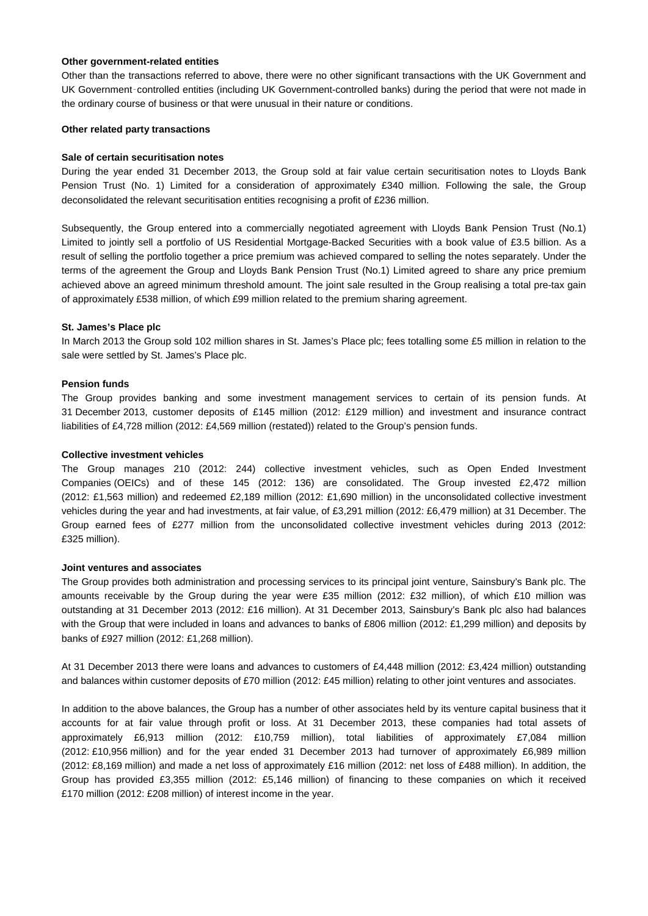**Other government-related entities**

Other than the transactions referred to above, there were no other significant transactions with the UK Government and UK Government‑controlled entities (including UK Government-controlled banks) during the period that were not made in the ordinary course of business or that were unusual in their nature or conditions.

**Other related party transactions**

**Sale of certain securitisation notes**

During the year ended 31 December 2013, the Group sold at fair value certain securitisation notes to Lloyds Bank Pension Trust (No. 1) Limited for a consideration of approximately £340 million. Following the sale, the Group deconsolidated the relevant securitisation entities recognising a profit of £236 million.

Subsequently, the Group entered into a commercially negotiated agreement with Lloyds Bank Pension Trust (No.1) Limited to jointly sell a portfolio of US Residential Mortgage-Backed Securities with a book value of £3.5 billion. As a result of selling the portfolio together a price premium was achieved compared to selling the notes separately. Under the terms of the agreement the Group and Lloyds Bank Pension Trust (No.1) Limited agreed to share any price premium achieved above an agreed minimum threshold amount. The joint sale resulted in the Group realising a total pre-tax gain of approximately £538 million, of which £99 million related to the premium sharing agreement.

**St. James's Place plc**

In March 2013 the Group sold 102 million shares in St. James's Place plc; fees totalling some £5 million in relation to the sale were settled by St. James's Place plc.

**Pension funds**

The Group provides banking and some investment management services to certain of its pension funds. At 31 December 2013, customer deposits of £145 million (2012: £129 million) and investment and insurance contract liabilities of £4,728 million (2012: £4,569 million (restated)) related to the Group's pension funds.

**Collective investment vehicles**

The Group manages 210 (2012: 244) collective investment vehicles, such as Open Ended Investment Companies (OEICs) and of these 145 (2012: 136) are consolidated. The Group invested £2,472 million (2012: £1,563 million) and redeemed £2,189 million (2012: £1,690 million) in the unconsolidated collective investment vehicles during the year and had investments, at fair value, of £3,291 million (2012: £6,479 million) at 31 December. The Group earned fees of £277 million from the unconsolidated collective investment vehicles during 2013 (2012: £325 million).

**Joint ventures and associates**

The Group provides both administration and processing services to its principal joint venture, Sainsbury's Bank plc. The amounts receivable by the Group during the year were £35 million (2012: £32 million), of which £10 million was outstanding at 31 December 2013 (2012: £16 million). At 31 December 2013, Sainsbury's Bank plc also had balances with the Group that were included in loans and advances to banks of £806 million (2012: £1,299 million) and deposits by banks of £927 million (2012: £1,268 million).

At 31 December 2013 there were loans and advances to customers of £4,448 million (2012: £3,424 million) outstanding and balances within customer deposits of £70 million (2012: £45 million) relating to other joint ventures and associates.

In addition to the above balances, the Group has a number of other associates held by its venture capital business that it accounts for at fair value through profit or loss. At 31 December 2013, these companies had total assets of approximately £6,913 million (2012: £10,759 million), total liabilities of approximately £7,084 million (2012: £10,956 million) and for the year ended 31 December 2013 had turnover of approximately £6,989 million (2012: £8,169 million) and made a net loss of approximately £16 million (2012: net loss of £488 million). In addition, the Group has provided £3,355 million (2012: £5,146 million) of financing to these companies on which it received £170 million (2012: £208 million) of interest income in the year.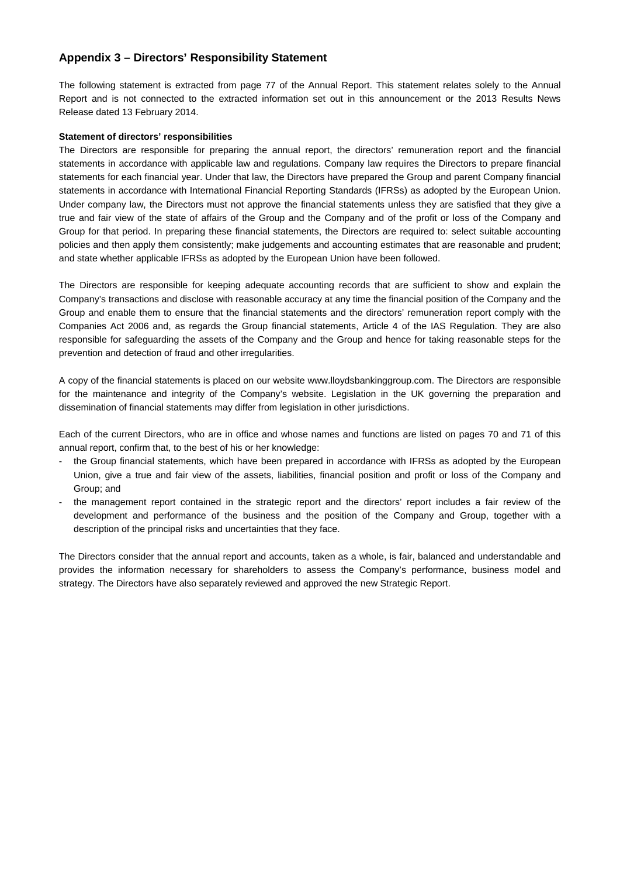## Appendix 3 – Directors' Responsibility Statement

The following statement is extracted from page 77 of the Annual Report. This statement relates solely to the Annual Report and is not connected to the extracted information set out in this announcement or the 2013 Results News Release dated 13 February 2014.

**Statement of directors' responsibilities**

The Directors are responsible for preparing the annual report, the directors' remuneration report and the financial statements in accordance with applicable law and regulations. Company law requires the Directors to prepare financial statements for each financial year. Under that law, the Directors have prepared the Group and parent Company financial statements in accordance with International Financial Reporting Standards (IFRSs) as adopted by the European Union. Under company law, the Directors must not approve the financial statements unless they are satisfied that they give a true and fair view of the state of affairs of the Group and the Company and of the profit or loss of the Company and Group for that period. In preparing these financial statements, the Directors are required to: select suitable accounting policies and then apply them consistently; make judgements and accounting estimates that are reasonable and prudent; and state whether applicable IFRSs as adopted by the European Union have been followed.

The Directors are responsible for keeping adequate accounting records that are sufficient to show and explain the Company's transactions and disclose with reasonable accuracy at any time the financial position of the Company and the Group and enable them to ensure that the financial statements and the directors' remuneration report comply with the Companies Act 2006 and, as regards the Group financial statements, Article 4 of the IAS Regulation. They are also responsible for safeguarding the assets of the Company and the Group and hence for taking reasonable steps for the prevention and detection of fraud and other irregularities.

A copy of the financial statements is placed on our website www.lloydsbankinggroup.com. The Directors are responsible for the maintenance and integrity of the Company's website. Legislation in the UK governing the preparation and dissemination of financial statements may differ from legislation in other jurisdictions.

Each of the current Directors, who are in office and whose names and functions are listed on pages 70 and 71 of this annual report, confirm that, to the best of his or her knowledge:

- the Group financial statements, which have been prepared in accordance with IFRSs as adopted by the European Union, give a true and fair view of the assets, liabilities, financial position and profit or loss of the Company and Group; and
- the management report contained in the strategic report and the directors' report includes a fair review of the development and performance of the business and the position of the Company and Group, together with a description of the principal risks and uncertainties that they face.

The Directors consider that the annual report and accounts, taken as a whole, is fair, balanced and understandable and provides the information necessary for shareholders to assess the Company's performance, business model and strategy. The Directors have also separately reviewed and approved the new Strategic Report.